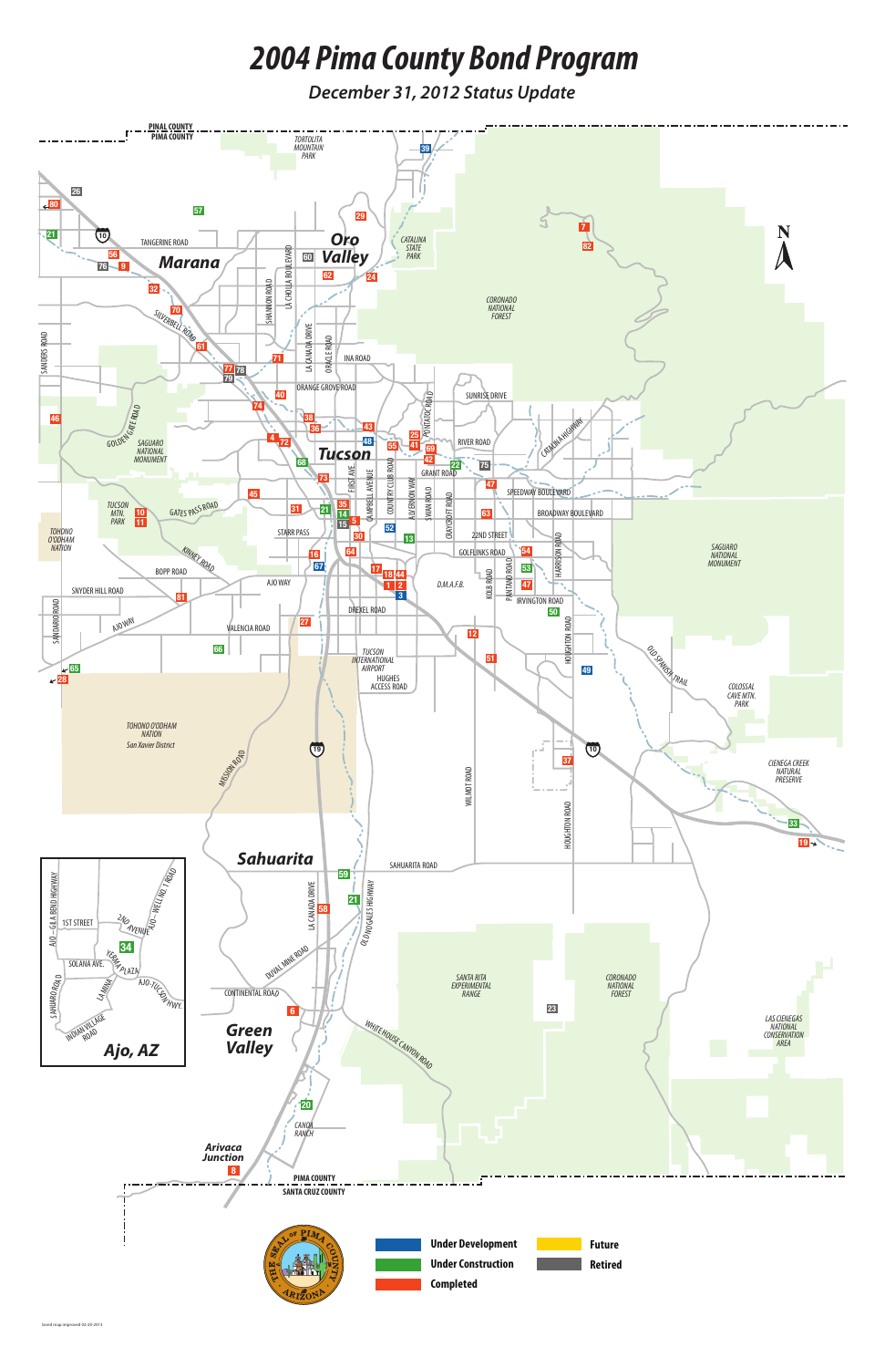# 2004 Pima County Bond Program

*December 31, 2012 Status Update*

| | |
|---|---|
| Under Development | Future |
| Under Construction | Retired |
| Completed | |

Bond map improved 02-20-2013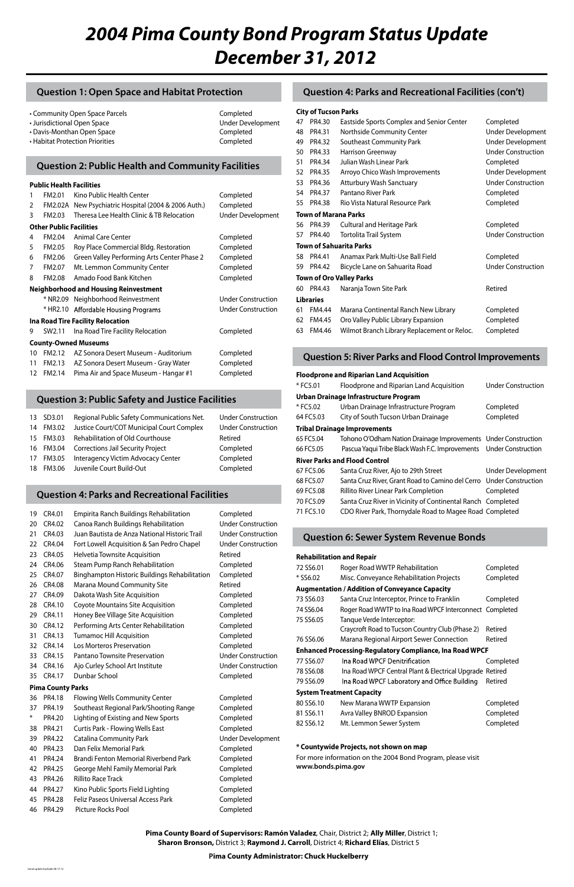# 2004 Pima County Bond Program Status Update December 31, 2012

## Question 1: Open Space and Habitat Protection

| | |
|---|---|
| • Community Open Space Parcels | Completed |
| • Jurisdictional Open Space | Under Development |
| • Davis-Monthan Open Space | Completed |
| • Habitat Protection Priorities | Completed |

## Question 2: Public Health and Community Facilities

| | | | |
|---|---|---|---|
| **Public Health Facilities** | | | |
| 1 | FM2.01 | Kino Public Health Center | Completed |
| 2 | FM2.02A | New Psychiatric Hospital (2004 & 2006 Auth.) | Completed |
| 3 | FM2.03 | Theresa Lee Health Clinic & TB Relocation | Under Development |
| **Other Public Facilities** | | | |
| 4 | FM2.04 | Animal Care Center | Completed |
| 5 | FM2.05 | Roy Place Commercial Bldg. Restoration | Completed |
| 6 | FM2.06 | Green Valley Performing Arts Center Phase 2 | Completed |
| 7 | FM2.07 | Mt. Lemmon Community Center | Completed |
| 8 | FM2.08 | Amado Food Bank Kitchen | Completed |
| **Neighborhood and Housing Reinvestment** | | | |
| | * NR2.09 | Neighborhood Reinvestment | Under Construction |
| | * HR2.10 | Affordable Housing Programs | Under Construction |
| **Ina Road Tire Facility Relocation** | | | |
| 9 | SW2.11 | Ina Road Tire Facility Relocation | Completed |
| **County-Owned Museums** | | | |
| 10 | FM2.12 | AZ Sonora Desert Museum - Auditorium | Completed |
| 11 | FM2.13 | AZ Sonora Desert Museum - Gray Water | Completed |
| 12 | FM2.14 | Pima Air and Space Museum - Hangar #1 | Completed |

## Question 3: Public Safety and Justice Facilities

| | | | |
|---|---|---|---|
| 13 | SD3.01 | Regional Public Safety Communications Net. | Under Construction |
| 14 | FM3.02 | Justice Court/COT Municipal Court Complex | Under Construction |
| 15 | FM3.03 | Rehabilitation of Old Courthouse | Retired |
| 16 | FM3.04 | Corrections Jail Security Project | Completed |
| 17 | FM3.05 | Interagency Victim Advocacy Center | Completed |
| 18 | FM3.06 | Juvenile Court Build-Out | Completed |

## Question 4: Parks and Recreational Facilities

| | | | |
|---|---|---|---|
| 19 | CR4.01 | Empirita Ranch Buildings Rehabilitation | Completed |
| 20 | CR4.02 | Canoa Ranch Buildings Rehabilitation | Under Construction |
| 21 | CR4.03 | Juan Bautista de Anza National Historic Trail | Under Construction |
| 22 | CR4.04 | Fort Lowell Acquisition & San Pedro Chapel | Under Construction |
| 23 | CR4.05 | Helvetia Townsite Acquisition | Retired |
| 24 | CR4.06 | Steam Pump Ranch Rehabilitation | Completed |
| 25 | CR4.07 | Binghampton Historic Buildings Rehabilitation | Completed |
| 26 | CR4.08 | Marana Mound Community Site | Retired |
| 27 | CR4.09 | Dakota Wash Site Acquisition | Completed |
| 28 | CR4.10 | Coyote Mountains Site Acquisition | Completed |
| 29 | CR4.11 | Honey Bee Village Site Acquisition | Completed |
| 30 | CR4.12 | Performing Arts Center Rehabilitation | Completed |
| 31 | CR4.13 | Tumamoc Hill Acquisition | Completed |
| 32 | CR4.14 | Los Morteros Preservation | Completed |
| 33 | CR4.15 | Pantano Townsite Preservation | Under Construction |
| 34 | CR4.16 | Ajo Curley School Art Institute | Under Construction |
| 35 | CR4.17 | Dunbar School | Completed |
| **Pima County Parks** | | | |
| 36 | PR4.18 | Flowing Wells Community Center | Completed |
| 37 | PR4.19 | Southeast Regional Park/Shooting Range | Completed |
| * | PR4.20 | Lighting of Existing and New Sports | Completed |
| 38 | PR4.21 | Curtis Park - Flowing Wells East | Completed |
| 39 | PR4.22 | Catalina Community Park | Under Development |
| 40 | PR4.23 | Dan Felix Memorial Park | Completed |
| 41 | PR4.24 | Brandi Fenton Memorial Riverbend Park | Completed |
| 42 | PR4.25 | George Mehl Family Memorial Park | Completed |
| 43 | PR4.26 | Rillito Race Track | Completed |
| 44 | PR4.27 | Kino Public Sports Field Lighting | Completed |
| 45 | PR4.28 | Feliz Paseos Universal Access Park | Completed |
| 46 | PR4.29 | Picture Rocks Pool | Completed |

## Question 4: Parks and Recreational Facilities (con't)

| | | | |
|---|---|---|---|
| **City of Tucson Parks** | | | |
| 47 | PR4.30 | Eastside Sports Complex and Senior Center | Completed |
| 48 | PR4.31 | Northside Community Center | Under Development |
| 49 | PR4.32 | Southeast Community Park | Under Development |
| 50 | PR4.33 | Harrison Greenway | Under Construction |
| 51 | PR4.34 | Julian Wash Linear Park | Completed |
| 52 | PR4.35 | Arroyo Chico Wash Improvements | Under Development |
| 53 | PR4.36 | Atturbury Wash Sanctuary | Under Construction |
| 54 | PR4.37 | Pantano River Park | Completed |
| 55 | PR4.38 | Rio Vista Natural Resource Park | Completed |
| **Town of Marana Parks** | | | |
| 56 | PR4.39 | Cultural and Heritage Park | Completed |
| 57 | PR4.40 | Tortolita Trail System | Under Construction |
| **Town of Sahuarita Parks** | | | |
| 58 | PR4.41 | Anamax Park Multi-Use Ball Field | Completed |
| 59 | PR4.42 | Bicycle Lane on Sahuarita Road | Under Construction |
| **Town of Oro Valley Parks** | | | |
| 60 | PR4.43 | Naranja Town Site Park | Retired |
| **Libraries** | | | |
| 61 | FM4.44 | Marana Continental Ranch New Library | Completed |
| 62 | FM4.45 | Oro Valley Public Library Expansion | Completed |
| 63 | FM4.46 | Wilmot Branch Library Replacement or Reloc. | Completed |

## Question 5: River Parks and Flood Control Improvements

| | | |
|---|---|---|
| **Floodprone and Riparian Land Acquisition** | | |
| * FC5.01 | Floodprone and Riparian Land Acquisition | Under Construction |
| **Urban Drainage Infrastructure Program** | | |
| * FC5.02 | Urban Drainage Infrastructure Program | Completed |
| 64 FC5.03 | City of South Tucson Urban Drainage | Completed |
| **Tribal Drainage Improvements** | | |
| 65 FC5.04 | Tohono O'Odham Nation Drainage Improvements | Under Construction |
| 66 FC5.05 | Pascua Yaqui Tribe Black Wash F.C. Improvements | Under Construction |
| **River Parks and Flood Control** | | |
| 67 FC5.06 | Santa Cruz River, Ajo to 29th Street | Under Development |
| 68 FC5.07 | Santa Cruz River, Grant Road to Camino del Cerro | Under Construction |
| 69 FC5.08 | Rillito River Linear Park Completion | Completed |
| 70 FC5.09 | Santa Cruz River in Vicinity of Continental Ranch | Completed |
| 71 FC5.10 | CDO River Park, Thornydale Road to Magee Road | Completed |

## Question 6: Sewer System Revenue Bonds

| | | |
|---|---|---|
| **Rehabilitation and Repair** | | |
| 72 SS6.01 | Roger Road WWTP Rehabilitation | Completed |
| * SS6.02 | Misc. Conveyance Rehabilitation Projects | Completed |
| **Augmentation / Addition of Conveyance Capacity** | | |
| 73 SS6.03 | Santa Cruz Interceptor, Prince to Franklin | Completed |
| 74 SS6.04 | Roger Road WWTP to Ina Road WPCF Interconnect | Completed |
| 75 SS6.05 | Tanque Verde Interceptor: Craycroft Road to Tucson Country Club (Phase 2) | Retired |
| 76 SS6.06 | Marana Regional Airport Sewer Connection | Retired |
| **Enhanced Processing-Regulatory Compliance, Ina Road WPCF** | | |
| 77 SS6.07 | Ina Road WPCF Denitrification | Completed |
| 78 SS6.08 | Ina Road WPCF Central Plant & Electrical Upgrade | Retired |
| 79 SS6.09 | Ina Road WPCF Laboratory and Office Building | Retired |
| **System Treatment Capacity** | | |
| 80 SS6.10 | New Marana WWTP Expansion | Completed |
| 81 SS6.11 | Avra Valley BNROD Expansion | Completed |
| 82 SS6.12 | Mt. Lemmon Sewer System | Completed |

**\* Countywide Projects, not shown on map**

For more information on the 2004 Bond Program, please visit **www.bonds.pima.gov**

**Pima County Board of Supervisors: Ramón Valadez**, Chair, District 2; **Ally Miller**, District 1; **Sharon Bronson,** District 3; **Raymond J. Carroll**, District 4; **Richard Elías**, District 5

**Pima County Administrator: Chuck Huckelberry**